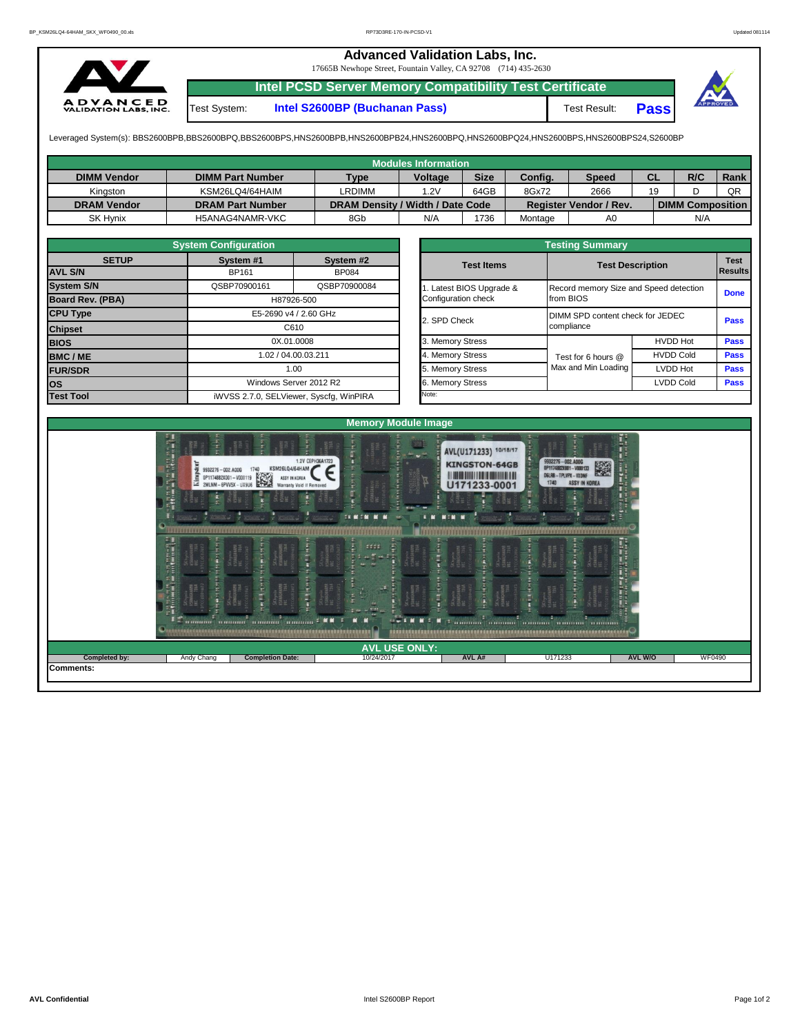# Advanced Validation Labs, Inc.

17665B Newhope Street, Fountain Valley, CA 92708 (714) 435-2630

## Intel PCSD Server Memory Compatibility Test Certificate

Test System: **Intel S2600BP (Buchanan Pass)**

Test Result: **Pass**

Leveraged System(s): BBS2600BPB,BBS2600BPQ,BBS2600BPS,HNS2600BPB,HNS2600BPB24,HNS2600BPQ,HNS2600BPQ24,HNS2600BPS,HNS2600BPS24,S2600BP

### Modules Information

| DIMM Vendor | DIMM Part Number | Type | Voltage | Size | Config. | Speed | CL | R/C | Rank |
|---|---|---|---|---|---|---|---|---|---|
| Kingston | KSM26LQ4/64HAIM | LRDIMM | 1.2V | 64GB | 8Gx72 | 2666 | 19 | D | QR |
| **DRAM Vendor** | **DRAM Part Number** | **DRAM Density / Width / Date Code** | | | **Register Vendor / Rev.** | | **DIMM Composition** | | |
| SK Hynix | H5ANAG4NAMR-VKC | 8Gb | N/A | 1736 | Montage | A0 | N/A | | |

### System Configuration

| SETUP | System #1 | System #2 |
|---|---|---|
| AVL S/N | BP161 | BP084 |
| System S/N | QSBP70900161 | QSBP70900084 |
| Board Rev. (PBA) | H87926-500 | |
| CPU Type | E5-2690 v4 / 2.60 GHz | |
| Chipset | C610 | |
| BIOS | 0X.01.0008 | |
| BMC / ME | 1.02 / 04.00.03.211 | |
| FUR/SDR | 1.00 | |
| OS | Windows Server 2012 R2 | |
| Test Tool | iWVSS 2.7.0, SELViewer, Syscfg, WinPIRA | |

### Testing Summary

| Test Items | Test Description | | Test Results |
|---|---|---|---|
| 1. Latest BIOS Upgrade & Configuration check | Record memory Size and Speed detection from BIOS | | Done |
| 2. SPD Check | DIMM SPD content check for JEDEC compliance | | Pass |
| 3. Memory Stress | Test for 6 hours @ Max and Min Loading | HVDD Hot | Pass |
| 4. Memory Stress | | HVDD Cold | Pass |
| 5. Memory Stress | | LVDD Hot | Pass |
| 6. Memory Stress | | LVDD Cold | Pass |
| Note: | | | |

### Memory Module Image

### AVL USE ONLY:

| Completed by: | Andy Chang | Completion Date: | 10/24/2017 | AVL A# | U171233 | AVL W/O | WF0490 |
|---|---|---|---|---|---|---|---|

Comments: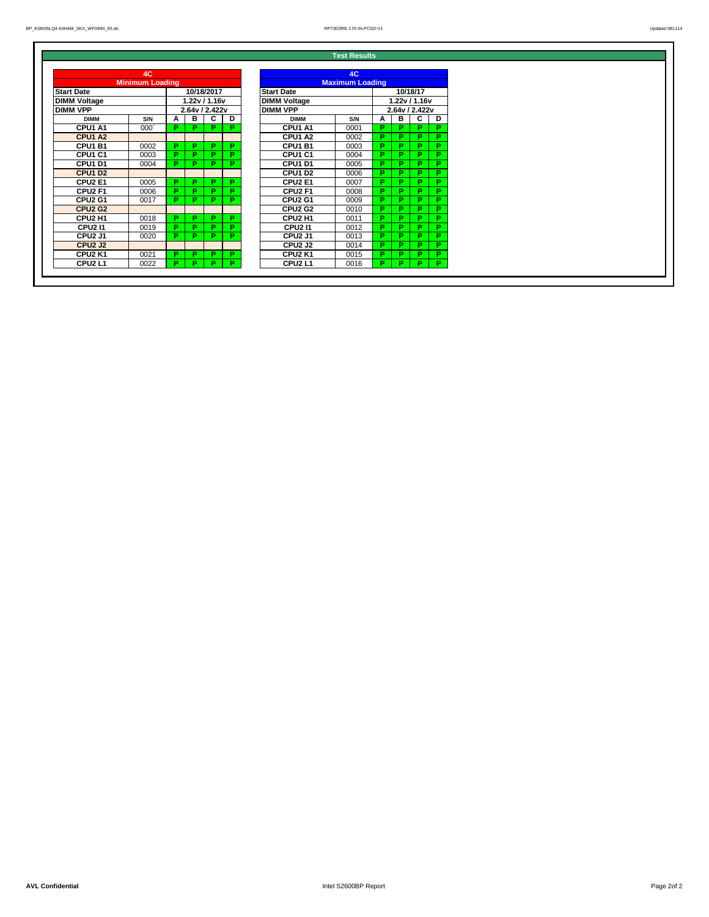## Test Results

| 4C Minimum Loading | | | | | |
|---|---|---|---|---|---|
| **Start Date** | | 10/18/2017 | | | |
| **DIMM Voltage** | | 1.22v / 1.16v | | | |
| **DIMM VPP** | | 2.64v / 2.422v | | | |
| **DIMM** | **S/N** | **A** | **B** | **C** | **D** |
| **CPU1 A1** | 000` | P | P | P | P |
| **CPU1 A2** | | | | | |
| **CPU1 B1** | 0002 | P | P | P | P |
| **CPU1 C1** | 0003 | P | P | P | P |
| **CPU1 D1** | 0004 | P | P | P | P |
| **CPU1 D2** | | | | | |
| **CPU2 E1** | 0005 | P | P | P | P |
| **CPU2 F1** | 0006 | P | P | P | P |
| **CPU2 G1** | 0017 | P | P | P | P |
| **CPU2 G2** | | | | | |
| **CPU2 H1** | 0018 | P | P | P | P |
| **CPU2 I1** | 0019 | P | P | P | P |
| **CPU2 J1** | 0020 | P | P | P | P |
| **CPU2 J2** | | | | | |
| **CPU2 K1** | 0021 | P | P | P | P |
| **CPU2 L1** | 0022 | P | P | P | P |

| 4C Maximum Loading | | | | | |
|---|---|---|---|---|---|
| **Start Date** | | 10/18/17 | | | |
| **DIMM Voltage** | | 1.22v / 1.16v | | | |
| **DIMM VPP** | | 2.64v / 2.422v | | | |
| **DIMM** | **S/N** | **A** | **B** | **C** | **D** |
| **CPU1 A1** | 0001 | P | P | P | P |
| **CPU1 A2** | 0002 | P | P | P | P |
| **CPU1 B1** | 0003 | P | P | P | P |
| **CPU1 C1** | 0004 | P | P | P | P |
| **CPU1 D1** | 0005 | P | P | P | P |
| **CPU1 D2** | 0006 | P | P | P | P |
| **CPU2 E1** | 0007 | P | P | P | P |
| **CPU2 F1** | 0008 | P | P | P | P |
| **CPU2 G1** | 0009 | P | P | P | P |
| **CPU2 G2** | 0010 | P | P | P | P |
| **CPU2 H1** | 0011 | P | P | P | P |
| **CPU2 I1** | 0012 | P | P | P | P |
| **CPU2 J1** | 0013 | P | P | P | P |
| **CPU2 J2** | 0014 | P | P | P | P |
| **CPU2 K1** | 0015 | P | P | P | P |
| **CPU2 L1** | 0016 | P | P | P | P |